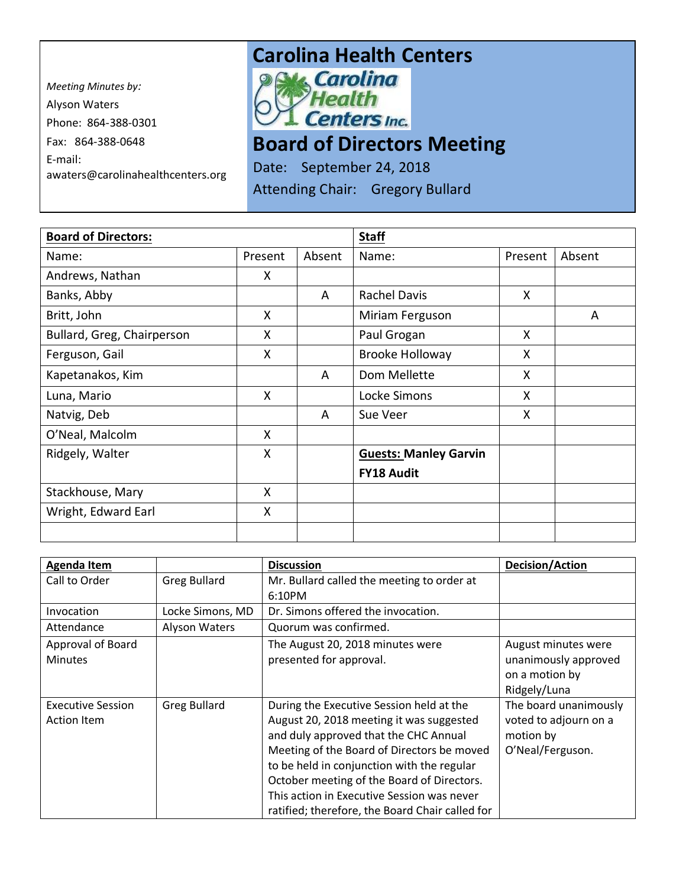*Meeting Minutes by:*
Alyson Waters
Phone: 864-388-0301
Fax: 864-388-0648
E-mail:
awaters@carolinahealthcenters.org

# Carolina Health Centers

# Board of Directors Meeting

Date: September 24, 2018

Attending Chair: Gregory Bullard

| **Board of Directors:** | | | **Staff** | | |
|---|---|---|---|---|---|
| Name: | Present | Absent | Name: | Present | Absent |
| Andrews, Nathan | X | | | | |
| Banks, Abby | | A | Rachel Davis | X | |
| Britt, John | X | | Miriam Ferguson | | A |
| Bullard, Greg, Chairperson | X | | Paul Grogan | X | |
| Ferguson, Gail | X | | Brooke Holloway | X | |
| Kapetanakos, Kim | | A | Dom Mellette | X | |
| Luna, Mario | X | | Locke Simons | X | |
| Natvig, Deb | | A | Sue Veer | X | |
| O'Neal, Malcolm | X | | | | |
| Ridgely, Walter | X | | **Guests: Manley Garvin FY18 Audit** | | |
| Stackhouse, Mary | X | | | | |
| Wright, Edward Earl | X | | | | |
| | | | | | |

| **Agenda Item** | | **Discussion** | **Decision/Action** |
|---|---|---|---|
| Call to Order | Greg Bullard | Mr. Bullard called the meeting to order at 6:10PM | |
| Invocation | Locke Simons, MD | Dr. Simons offered the invocation. | |
| Attendance | Alyson Waters | Quorum was confirmed. | |
| Approval of Board Minutes | | The August 20, 2018 minutes were presented for approval. | August minutes were unanimously approved on a motion by Ridgely/Luna |
| Executive Session Action Item | Greg Bullard | During the Executive Session held at the August 20, 2018 meeting it was suggested and duly approved that the CHC Annual Meeting of the Board of Directors be moved to be held in conjunction with the regular October meeting of the Board of Directors. This action in Executive Session was never ratified; therefore, the Board Chair called for | The board unanimously voted to adjourn on a motion by O'Neal/Ferguson. |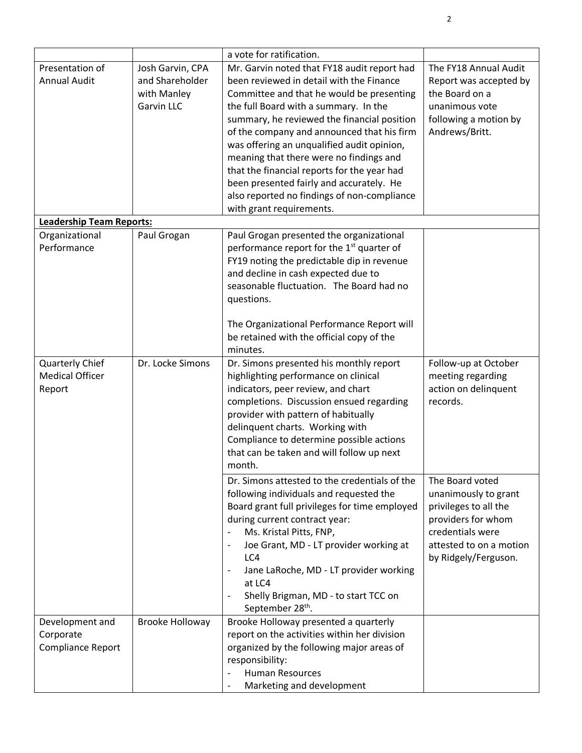| | | | |
|---|---|---|---|
| | | a vote for ratification. | |
| Presentation of Annual Audit | Josh Garvin, CPA and Shareholder with Manley Garvin LLC | Mr. Garvin noted that FY18 audit report had been reviewed in detail with the Finance Committee and that he would be presenting the full Board with a summary. In the summary, he reviewed the financial position of the company and announced that his firm was offering an unqualified audit opinion, meaning that there were no findings and that the financial reports for the year had been presented fairly and accurately. He also reported no findings of non-compliance with grant requirements. | The FY18 Annual Audit Report was accepted by the Board on a unanimous vote following a motion by Andrews/Britt. |
| **Leadership Team Reports:** | | | |
| Organizational Performance | Paul Grogan | Paul Grogan presented the organizational performance report for the 1st quarter of FY19 noting the predictable dip in revenue and decline in cash expected due to seasonable fluctuation. The Board had no questions.<br><br>The Organizational Performance Report will be retained with the official copy of the minutes. | |
| Quarterly Chief Medical Officer Report | Dr. Locke Simons | Dr. Simons presented his monthly report highlighting performance on clinical indicators, peer review, and chart completions. Discussion ensued regarding provider with pattern of habitually delinquent charts. Working with Compliance to determine possible actions that can be taken and will follow up next month. | Follow-up at October meeting regarding action on delinquent records. |
| | | Dr. Simons attested to the credentials of the following individuals and requested the Board grant full privileges for time employed during current contract year:<br>- Ms. Kristal Pitts, FNP,<br>- Joe Grant, MD - LT provider working at LC4<br>- Jane LaRoche, MD - LT provider working at LC4<br>- Shelly Brigman, MD - to start TCC on September 28th. | The Board voted unanimously to grant privileges to all the providers for whom credentials were attested to on a motion by Ridgely/Ferguson. |
| Development and Corporate Compliance Report | Brooke Holloway | Brooke Holloway presented a quarterly report on the activities within her division organized by the following major areas of responsibility:<br>- Human Resources<br>- Marketing and development | |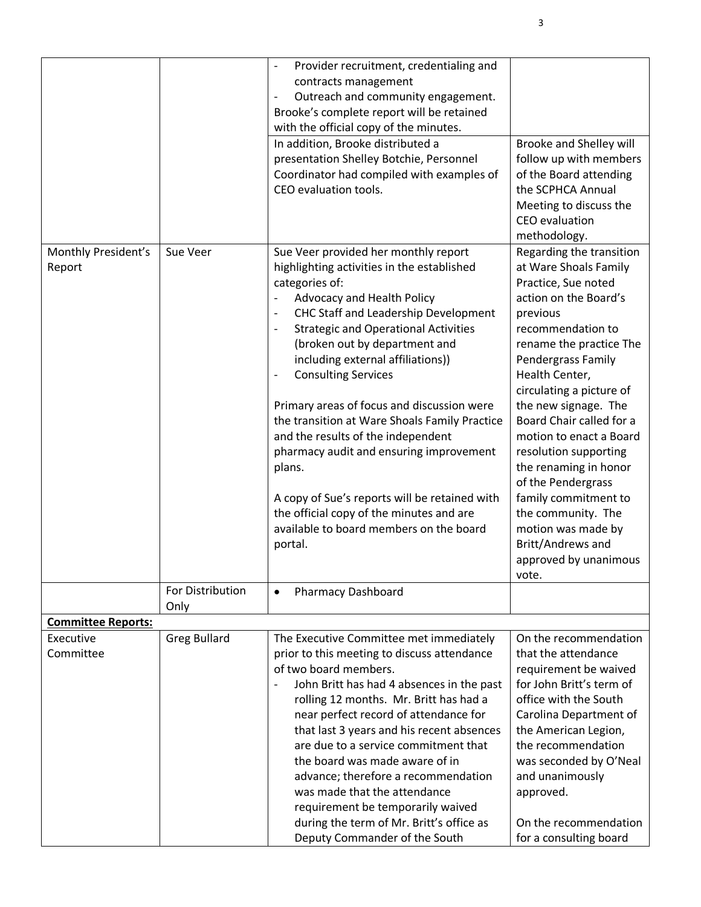| | | | |
|---|---|---|---|
| | | - Provider recruitment, credentialing and contracts management<br>- Outreach and community engagement.<br>Brooke's complete report will be retained with the official copy of the minutes. | |
| | | In addition, Brooke distributed a presentation Shelley Botchie, Personnel Coordinator had compiled with examples of CEO evaluation tools. | Brooke and Shelley will follow up with members of the Board attending the SCPHCA Annual Meeting to discuss the CEO evaluation methodology. |
| Monthly President's Report | Sue Veer | Sue Veer provided her monthly report highlighting activities in the established categories of:<br>- Advocacy and Health Policy<br>- CHC Staff and Leadership Development<br>- Strategic and Operational Activities (broken out by department and including external affiliations))<br>- Consulting Services<br><br>Primary areas of focus and discussion were the transition at Ware Shoals Family Practice and the results of the independent pharmacy audit and ensuring improvement plans.<br><br>A copy of Sue's reports will be retained with the official copy of the minutes and are available to board members on the board portal. | Regarding the transition at Ware Shoals Family Practice, Sue noted action on the Board's previous recommendation to rename the practice The Pendergrass Family Health Center, circulating a picture of the new signage. The Board Chair called for a motion to enact a Board resolution supporting the renaming in honor of the Pendergrass family commitment to the community. The motion was made by Britt/Andrews and approved by unanimous vote. |
| | For Distribution Only | • Pharmacy Dashboard | |
| **Committee Reports:** | | | |
| Executive Committee | Greg Bullard | The Executive Committee met immediately prior to this meeting to discuss attendance of two board members.<br>- John Britt has had 4 absences in the past rolling 12 months. Mr. Britt has had a near perfect record of attendance for that last 3 years and his recent absences are due to a service commitment that the board was made aware of in advance; therefore a recommendation was made that the attendance requirement be temporarily waived during the term of Mr. Britt's office as Deputy Commander of the South | On the recommendation that the attendance requirement be waived for John Britt's term of office with the South Carolina Department of the American Legion, the recommendation was seconded by O'Neal and unanimously approved.<br><br>On the recommendation for a consulting board |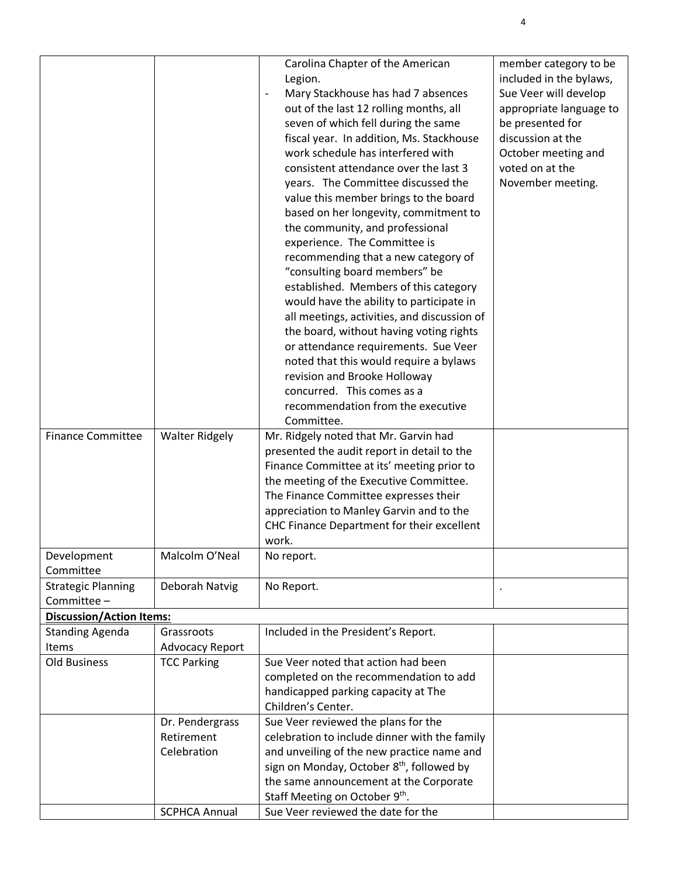| | | | |
|---|---|---|---|
| | | Carolina Chapter of the American Legion.<br>- Mary Stackhouse has had 7 absences out of the last 12 rolling months, all seven of which fell during the same fiscal year. In addition, Ms. Stackhouse work schedule has interfered with consistent attendance over the last 3 years. The Committee discussed the value this member brings to the board based on her longevity, commitment to the community, and professional experience. The Committee is recommending that a new category of "consulting board members" be established. Members of this category would have the ability to participate in all meetings, activities, and discussion of the board, without having voting rights or attendance requirements. Sue Veer noted that this would require a bylaws revision and Brooke Holloway concurred. This comes as a recommendation from the executive Committee. | member category to be included in the bylaws, Sue Veer will develop appropriate language to be presented for discussion at the October meeting and voted on at the November meeting. |
| Finance Committee | Walter Ridgely | Mr. Ridgely noted that Mr. Garvin had presented the audit report in detail to the Finance Committee at its' meeting prior to the meeting of the Executive Committee. The Finance Committee expresses their appreciation to Manley Garvin and to the CHC Finance Department for their excellent work. | |
| Development Committee | Malcolm O'Neal | No report. | |
| Strategic Planning Committee – | Deborah Natvig | No Report. | . |
| **Discussion/Action Items:** | | | |
| Standing Agenda Items | Grassroots Advocacy Report | Included in the President's Report. | |
| Old Business | TCC Parking | Sue Veer noted that action had been completed on the recommendation to add handicapped parking capacity at The Children's Center. | |
| | Dr. Pendergrass Retirement Celebration | Sue Veer reviewed the plans for the celebration to include dinner with the family and unveiling of the new practice name and sign on Monday, October 8th, followed by the same announcement at the Corporate Staff Meeting on October 9th. | |
| | SCPHCA Annual | Sue Veer reviewed the date for the | |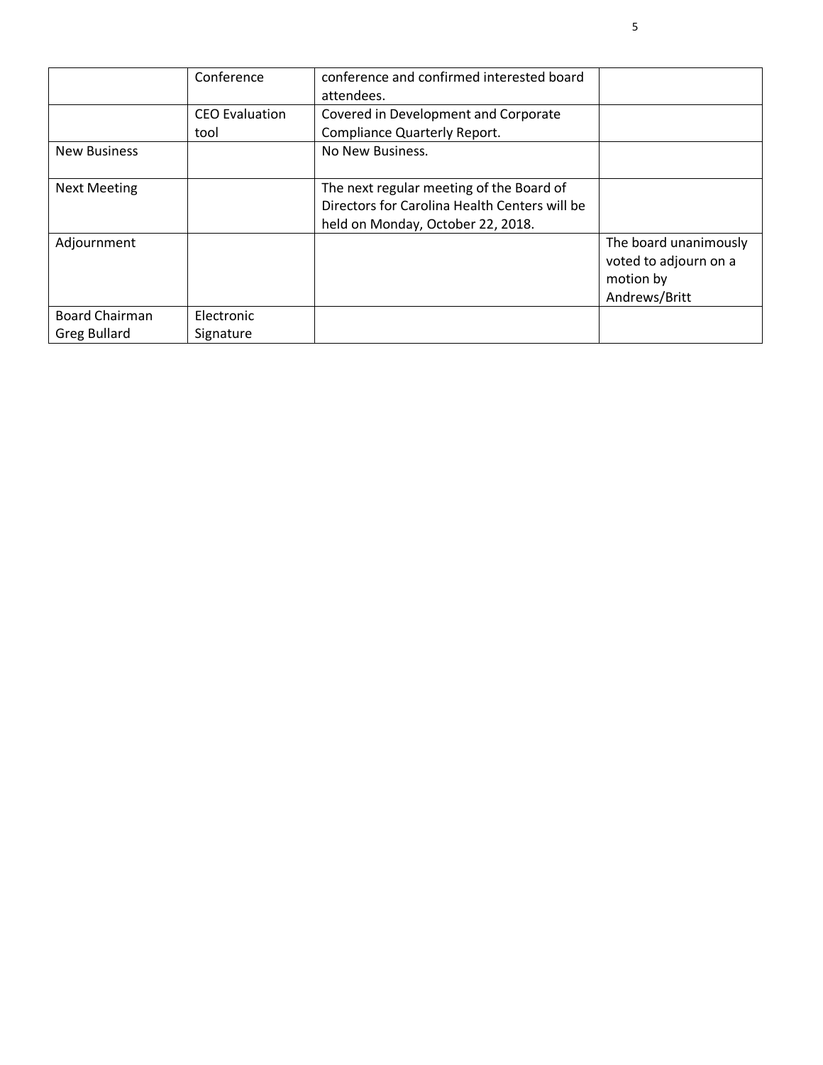| | | | |
|---|---|---|---|
| | Conference | conference and confirmed interested board attendees. | |
| | CEO Evaluation tool | Covered in Development and Corporate Compliance Quarterly Report. | |
| New Business | | No New Business. | |
| Next Meeting | | The next regular meeting of the Board of Directors for Carolina Health Centers will be held on Monday, October 22, 2018. | |
| Adjournment | | | The board unanimously voted to adjourn on a motion by Andrews/Britt |
| Board Chairman Greg Bullard | Electronic Signature | | |